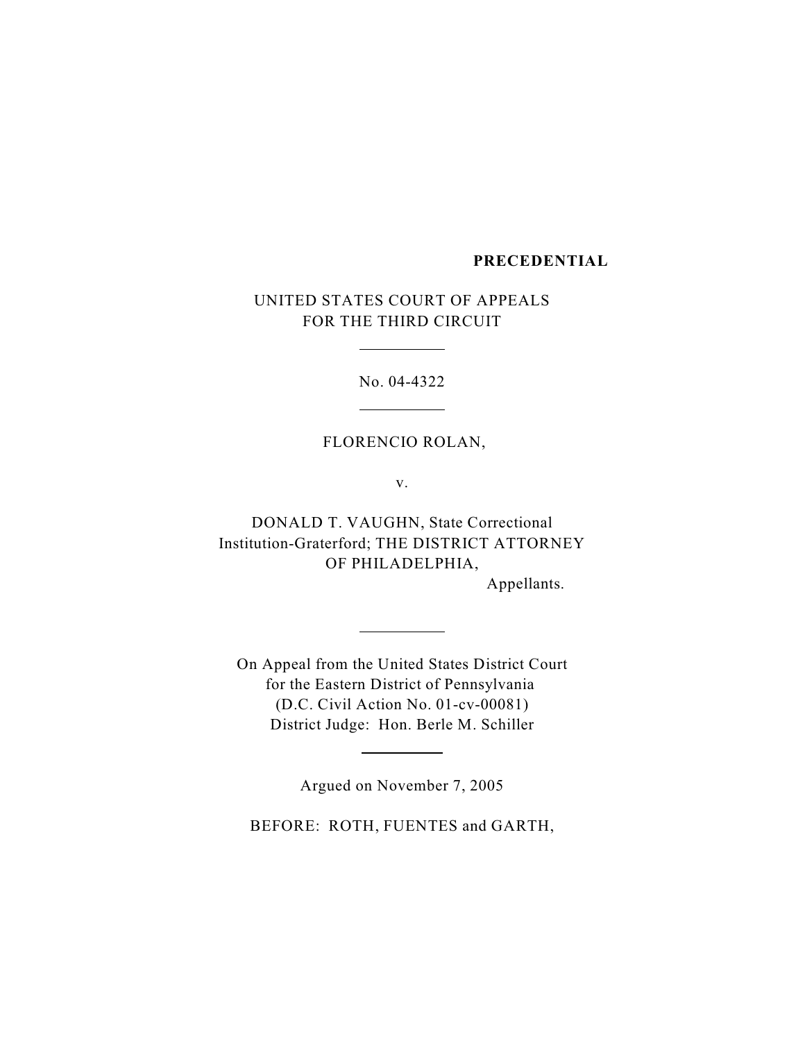**PRECEDENTIAL**

UNITED STATES COURT OF APPEALS
FOR THE THIRD CIRCUIT

---

No. 04-4322

---

FLORENCIO ROLAN,

v.

DONALD T. VAUGHN, State Correctional Institution-Graterford; THE DISTRICT ATTORNEY OF PHILADELPHIA,

Appellants.

---

On Appeal from the United States District Court
for the Eastern District of Pennsylvania
(D.C. Civil Action No. 01-cv-00081)
District Judge: Hon. Berle M. Schiller

---

Argued on November 7, 2005

BEFORE: ROTH, FUENTES and GARTH,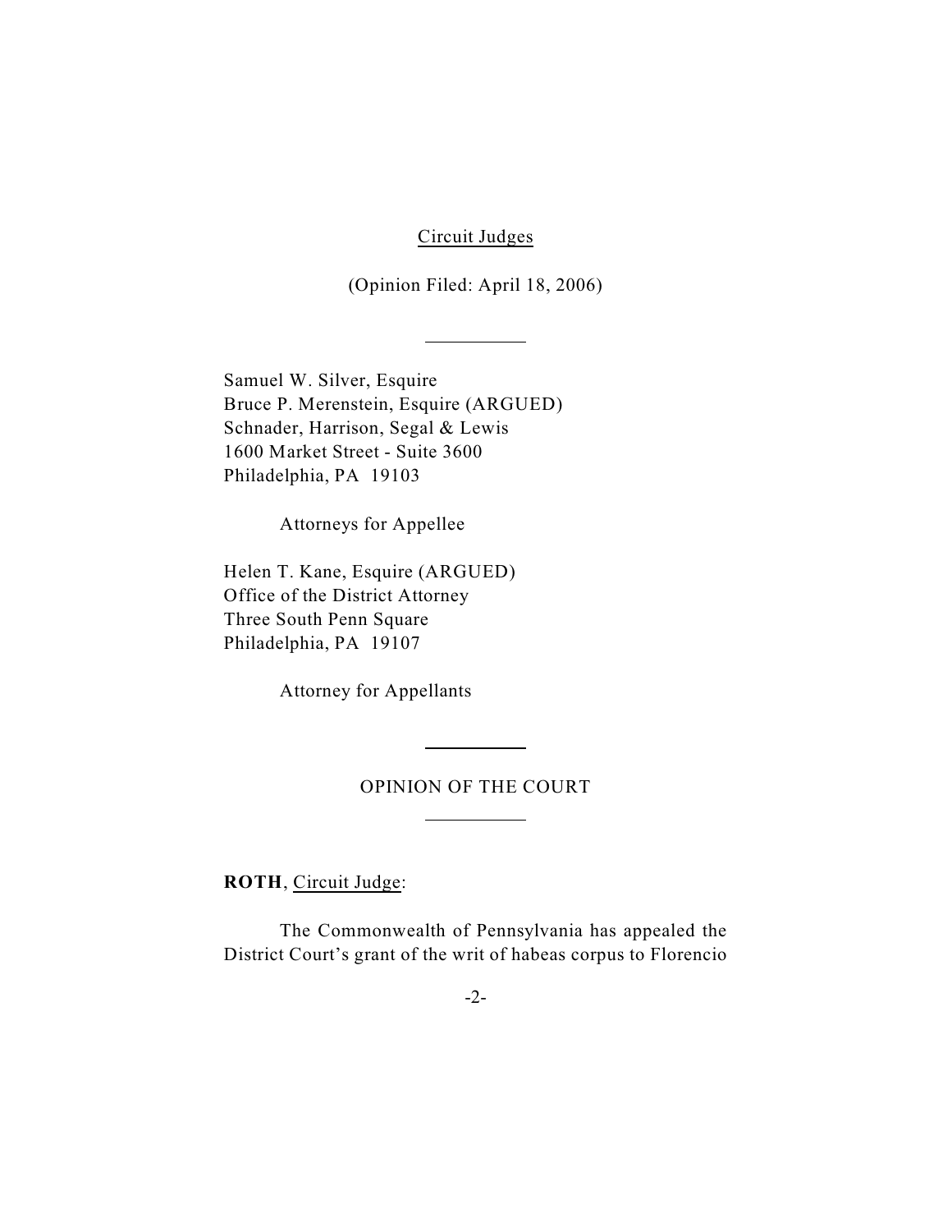Circuit Judges

(Opinion Filed: April 18, 2006)

---

Samuel W. Silver, Esquire
Bruce P. Merenstein, Esquire (ARGUED)
Schnader, Harrison, Segal & Lewis
1600 Market Street - Suite 3600
Philadelphia, PA 19103

Attorneys for Appellee

Helen T. Kane, Esquire (ARGUED)
Office of the District Attorney
Three South Penn Square
Philadelphia, PA 19107

Attorney for Appellants

---

OPINION OF THE COURT

---

**ROTH**, Circuit Judge:

The Commonwealth of Pennsylvania has appealed the District Court's grant of the writ of habeas corpus to Florencio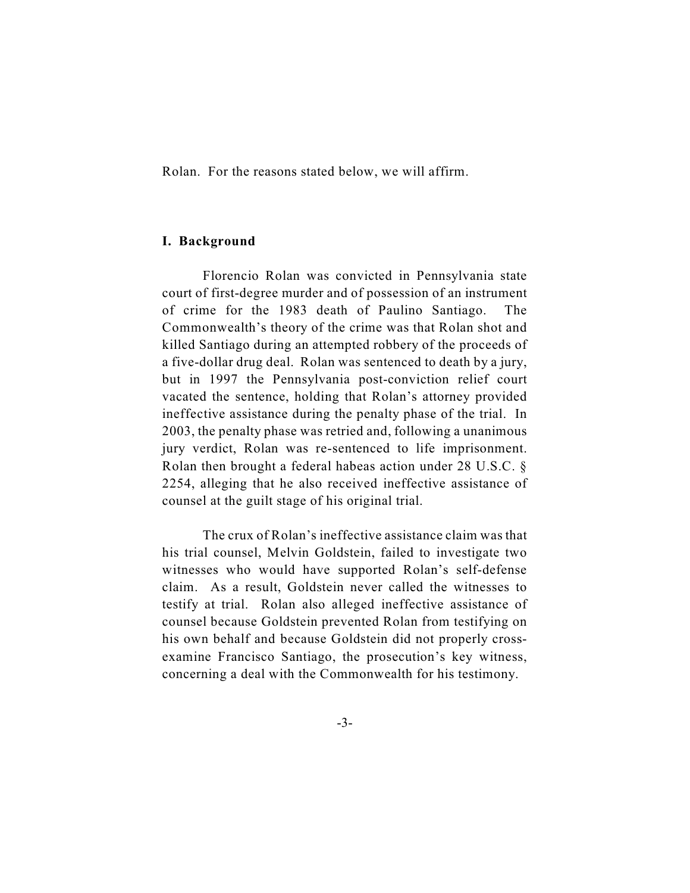Rolan. For the reasons stated below, we will affirm.

## I. Background

Florencio Rolan was convicted in Pennsylvania state court of first-degree murder and of possession of an instrument of crime for the 1983 death of Paulino Santiago. The Commonwealth's theory of the crime was that Rolan shot and killed Santiago during an attempted robbery of the proceeds of a five-dollar drug deal. Rolan was sentenced to death by a jury, but in 1997 the Pennsylvania post-conviction relief court vacated the sentence, holding that Rolan's attorney provided ineffective assistance during the penalty phase of the trial. In 2003, the penalty phase was retried and, following a unanimous jury verdict, Rolan was re-sentenced to life imprisonment. Rolan then brought a federal habeas action under 28 U.S.C. § 2254, alleging that he also received ineffective assistance of counsel at the guilt stage of his original trial.

The crux of Rolan's ineffective assistance claim was that his trial counsel, Melvin Goldstein, failed to investigate two witnesses who would have supported Rolan's self-defense claim. As a result, Goldstein never called the witnesses to testify at trial. Rolan also alleged ineffective assistance of counsel because Goldstein prevented Rolan from testifying on his own behalf and because Goldstein did not properly cross-examine Francisco Santiago, the prosecution's key witness, concerning a deal with the Commonwealth for his testimony.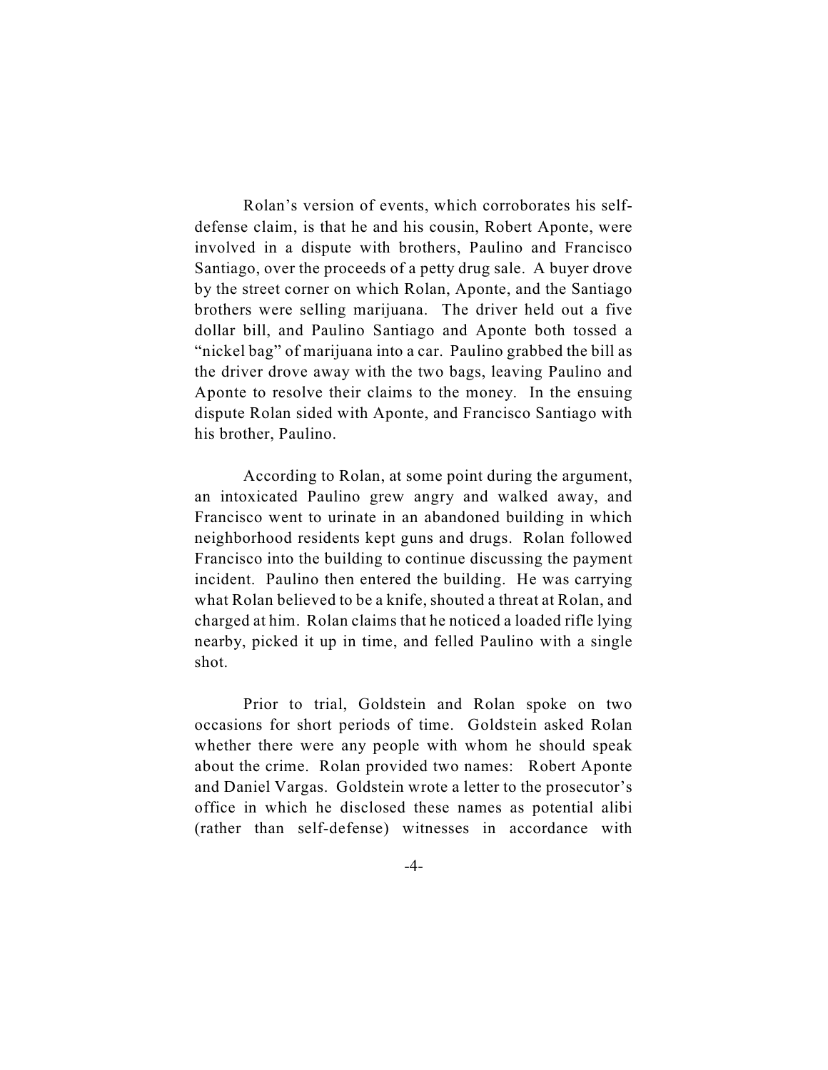Rolan's version of events, which corroborates his self-defense claim, is that he and his cousin, Robert Aponte, were involved in a dispute with brothers, Paulino and Francisco Santiago, over the proceeds of a petty drug sale. A buyer drove by the street corner on which Rolan, Aponte, and the Santiago brothers were selling marijuana. The driver held out a five dollar bill, and Paulino Santiago and Aponte both tossed a "nickel bag" of marijuana into a car. Paulino grabbed the bill as the driver drove away with the two bags, leaving Paulino and Aponte to resolve their claims to the money. In the ensuing dispute Rolan sided with Aponte, and Francisco Santiago with his brother, Paulino.

According to Rolan, at some point during the argument, an intoxicated Paulino grew angry and walked away, and Francisco went to urinate in an abandoned building in which neighborhood residents kept guns and drugs. Rolan followed Francisco into the building to continue discussing the payment incident. Paulino then entered the building. He was carrying what Rolan believed to be a knife, shouted a threat at Rolan, and charged at him. Rolan claims that he noticed a loaded rifle lying nearby, picked it up in time, and felled Paulino with a single shot.

Prior to trial, Goldstein and Rolan spoke on two occasions for short periods of time. Goldstein asked Rolan whether there were any people with whom he should speak about the crime. Rolan provided two names: Robert Aponte and Daniel Vargas. Goldstein wrote a letter to the prosecutor's office in which he disclosed these names as potential alibi (rather than self-defense) witnesses in accordance with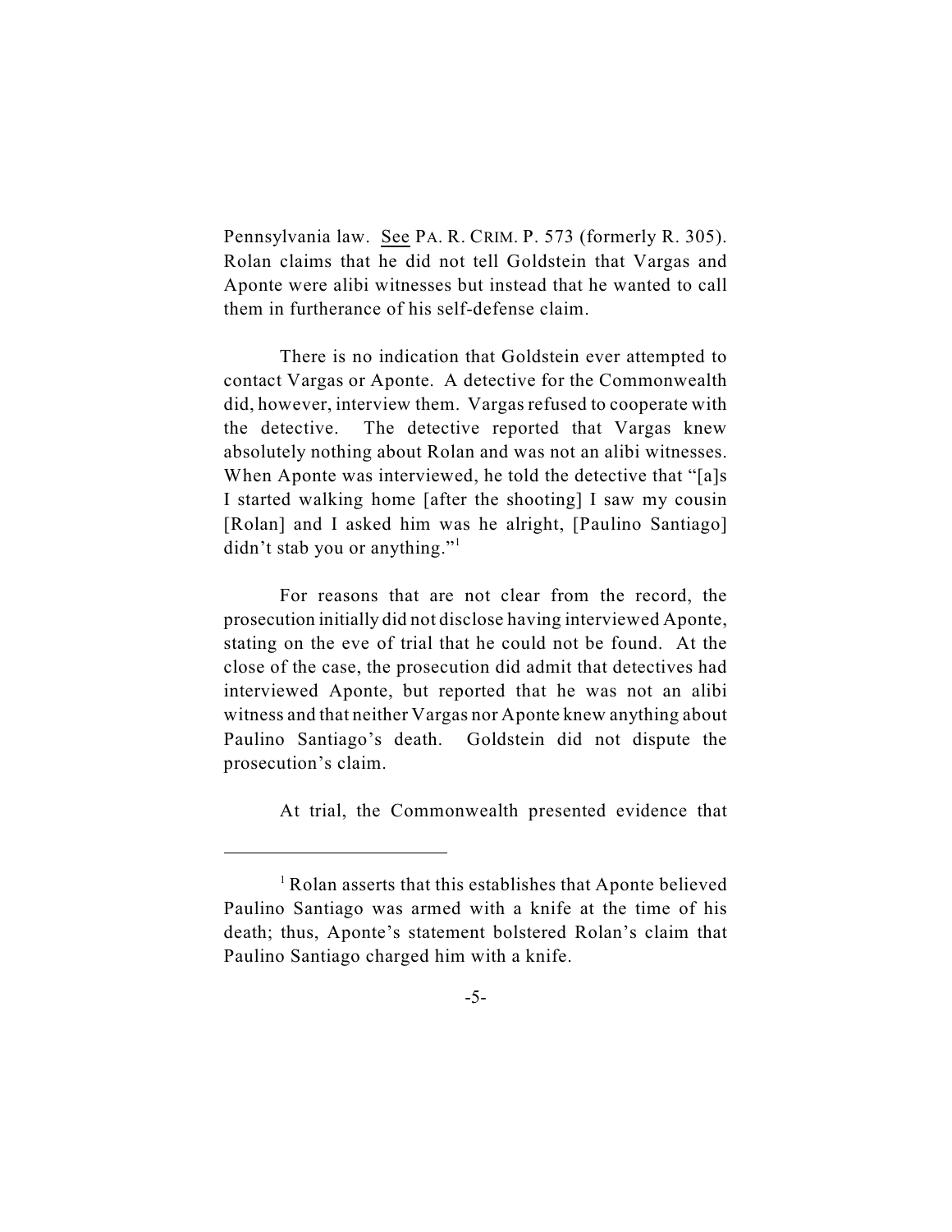Pennsylvania law. See PA. R. CRIM. P. 573 (formerly R. 305). Rolan claims that he did not tell Goldstein that Vargas and Aponte were alibi witnesses but instead that he wanted to call them in furtherance of his self-defense claim.

There is no indication that Goldstein ever attempted to contact Vargas or Aponte. A detective for the Commonwealth did, however, interview them. Vargas refused to cooperate with the detective. The detective reported that Vargas knew absolutely nothing about Rolan and was not an alibi witnesses. When Aponte was interviewed, he told the detective that "[a]s I started walking home [after the shooting] I saw my cousin [Rolan] and I asked him was he alright, [Paulino Santiago] didn't stab you or anything."[1]

For reasons that are not clear from the record, the prosecution initially did not disclose having interviewed Aponte, stating on the eve of trial that he could not be found. At the close of the case, the prosecution did admit that detectives had interviewed Aponte, but reported that he was not an alibi witness and that neither Vargas nor Aponte knew anything about Paulino Santiago's death. Goldstein did not dispute the prosecution's claim.

At trial, the Commonwealth presented evidence that

---

[1] Rolan asserts that this establishes that Aponte believed Paulino Santiago was armed with a knife at the time of his death; thus, Aponte's statement bolstered Rolan's claim that Paulino Santiago charged him with a knife.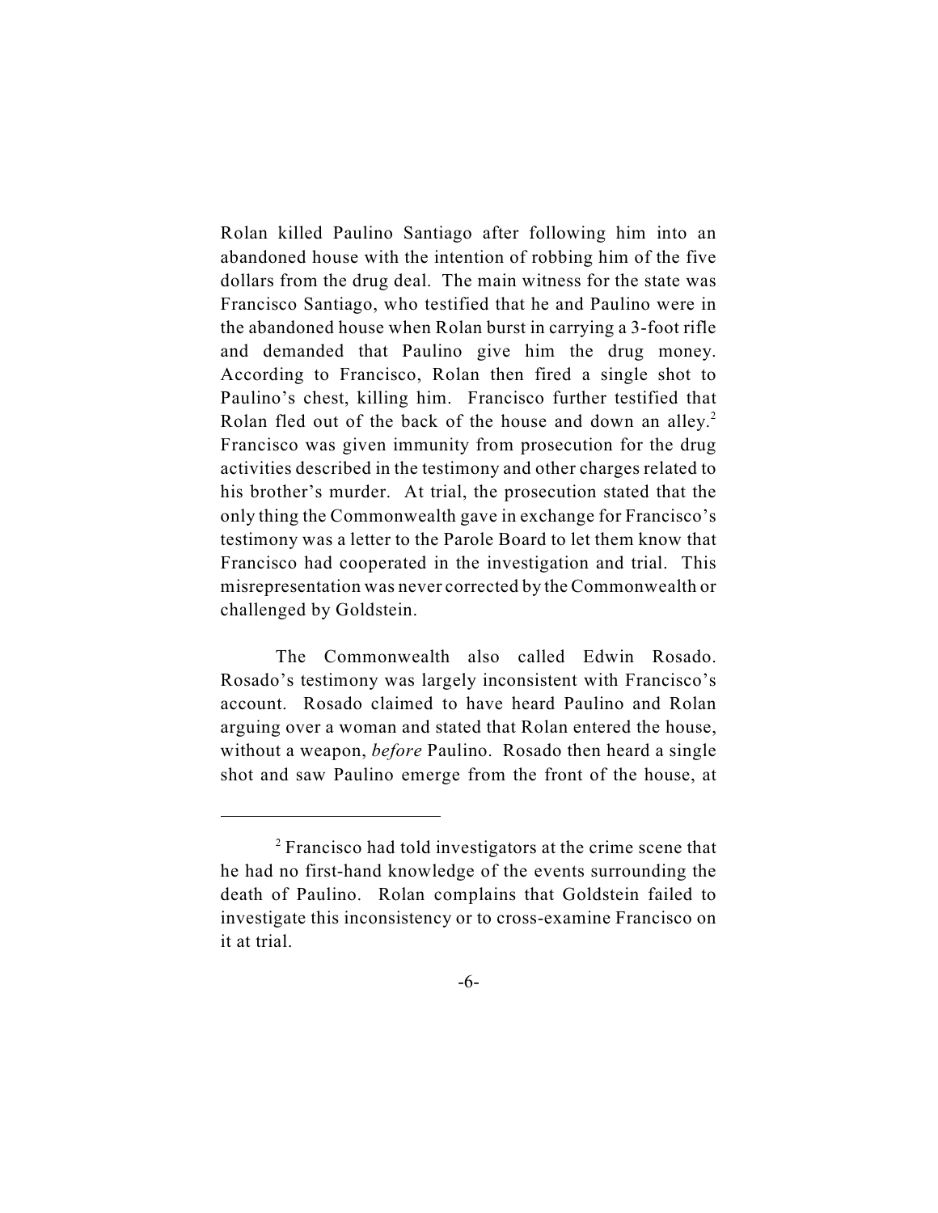Rolan killed Paulino Santiago after following him into an abandoned house with the intention of robbing him of the five dollars from the drug deal. The main witness for the state was Francisco Santiago, who testified that he and Paulino were in the abandoned house when Rolan burst in carrying a 3-foot rifle and demanded that Paulino give him the drug money. According to Francisco, Rolan then fired a single shot to Paulino's chest, killing him. Francisco further testified that Rolan fled out of the back of the house and down an alley.[2] Francisco was given immunity from prosecution for the drug activities described in the testimony and other charges related to his brother's murder. At trial, the prosecution stated that the only thing the Commonwealth gave in exchange for Francisco's testimony was a letter to the Parole Board to let them know that Francisco had cooperated in the investigation and trial. This misrepresentation was never corrected by the Commonwealth or challenged by Goldstein.

The Commonwealth also called Edwin Rosado. Rosado's testimony was largely inconsistent with Francisco's account. Rosado claimed to have heard Paulino and Rolan arguing over a woman and stated that Rolan entered the house, without a weapon, *before* Paulino. Rosado then heard a single shot and saw Paulino emerge from the front of the house, at

---

[2] Francisco had told investigators at the crime scene that he had no first-hand knowledge of the events surrounding the death of Paulino. Rolan complains that Goldstein failed to investigate this inconsistency or to cross-examine Francisco on it at trial.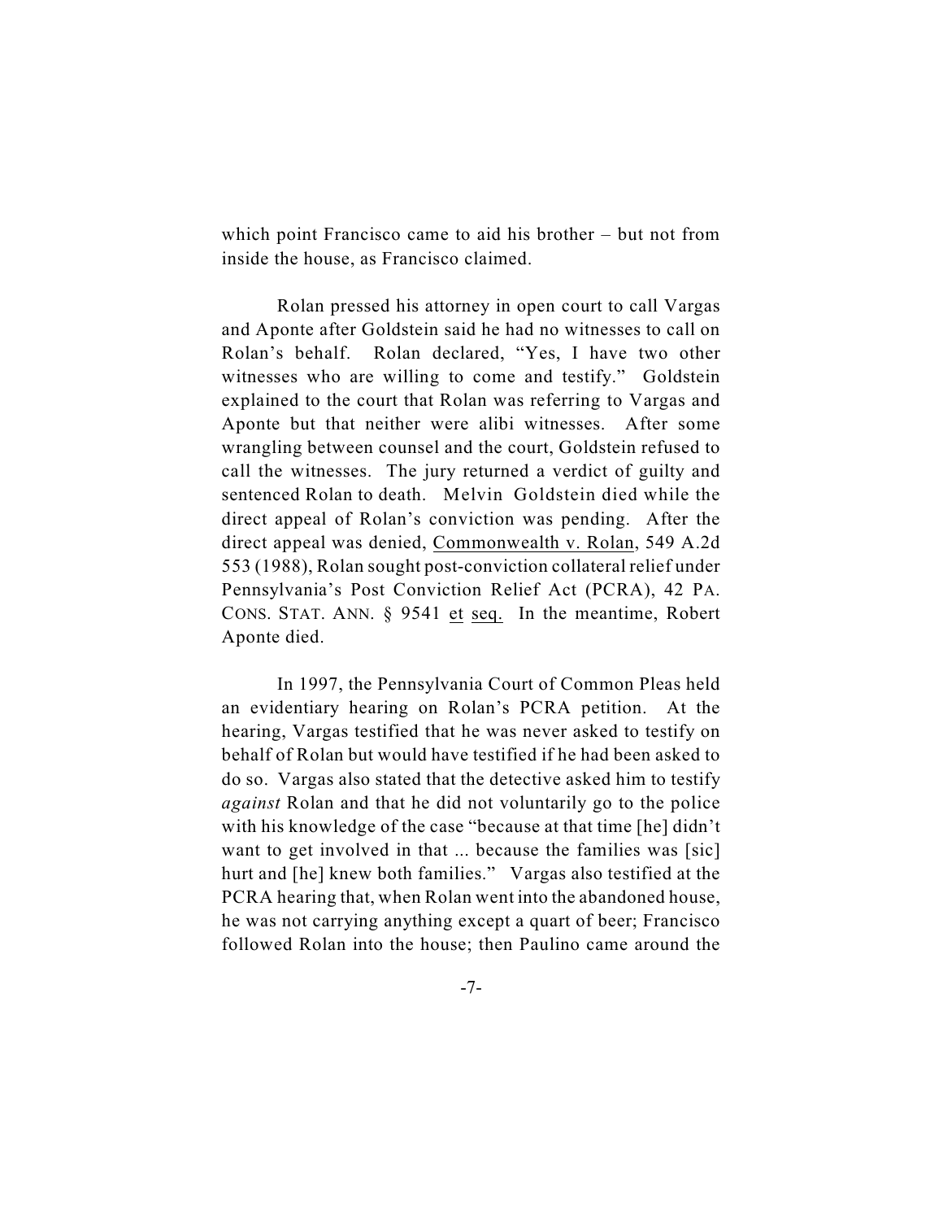which point Francisco came to aid his brother – but not from inside the house, as Francisco claimed.

Rolan pressed his attorney in open court to call Vargas and Aponte after Goldstein said he had no witnesses to call on Rolan's behalf. Rolan declared, "Yes, I have two other witnesses who are willing to come and testify." Goldstein explained to the court that Rolan was referring to Vargas and Aponte but that neither were alibi witnesses. After some wrangling between counsel and the court, Goldstein refused to call the witnesses. The jury returned a verdict of guilty and sentenced Rolan to death. Melvin Goldstein died while the direct appeal of Rolan's conviction was pending. After the direct appeal was denied, Commonwealth v. Rolan, 549 A.2d 553 (1988), Rolan sought post-conviction collateral relief under Pennsylvania's Post Conviction Relief Act (PCRA), 42 PA. CONS. STAT. ANN. § 9541 et seq. In the meantime, Robert Aponte died.

In 1997, the Pennsylvania Court of Common Pleas held an evidentiary hearing on Rolan's PCRA petition. At the hearing, Vargas testified that he was never asked to testify on behalf of Rolan but would have testified if he had been asked to do so. Vargas also stated that the detective asked him to testify *against* Rolan and that he did not voluntarily go to the police with his knowledge of the case "because at that time [he] didn't want to get involved in that ... because the families was [sic] hurt and [he] knew both families." Vargas also testified at the PCRA hearing that, when Rolan went into the abandoned house, he was not carrying anything except a quart of beer; Francisco followed Rolan into the house; then Paulino came around the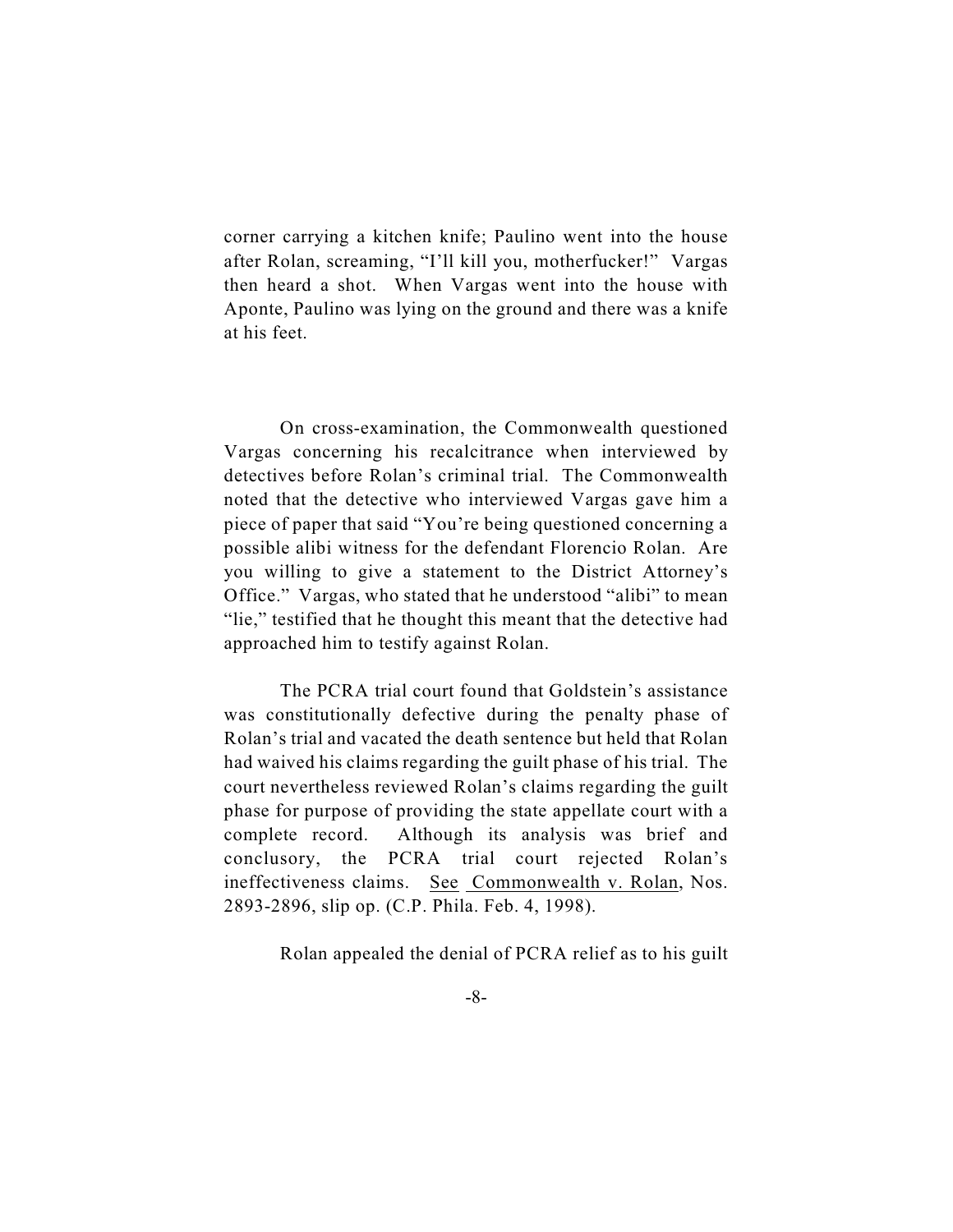corner carrying a kitchen knife; Paulino went into the house after Rolan, screaming, "I'll kill you, motherfucker!" Vargas then heard a shot. When Vargas went into the house with Aponte, Paulino was lying on the ground and there was a knife at his feet.

On cross-examination, the Commonwealth questioned Vargas concerning his recalcitrance when interviewed by detectives before Rolan's criminal trial. The Commonwealth noted that the detective who interviewed Vargas gave him a piece of paper that said "You're being questioned concerning a possible alibi witness for the defendant Florencio Rolan. Are you willing to give a statement to the District Attorney's Office." Vargas, who stated that he understood "alibi" to mean "lie," testified that he thought this meant that the detective had approached him to testify against Rolan.

The PCRA trial court found that Goldstein's assistance was constitutionally defective during the penalty phase of Rolan's trial and vacated the death sentence but held that Rolan had waived his claims regarding the guilt phase of his trial. The court nevertheless reviewed Rolan's claims regarding the guilt phase for purpose of providing the state appellate court with a complete record. Although its analysis was brief and conclusory, the PCRA trial court rejected Rolan's ineffectiveness claims. See Commonwealth v. Rolan, Nos. 2893-2896, slip op. (C.P. Phila. Feb. 4, 1998).

Rolan appealed the denial of PCRA relief as to his guilt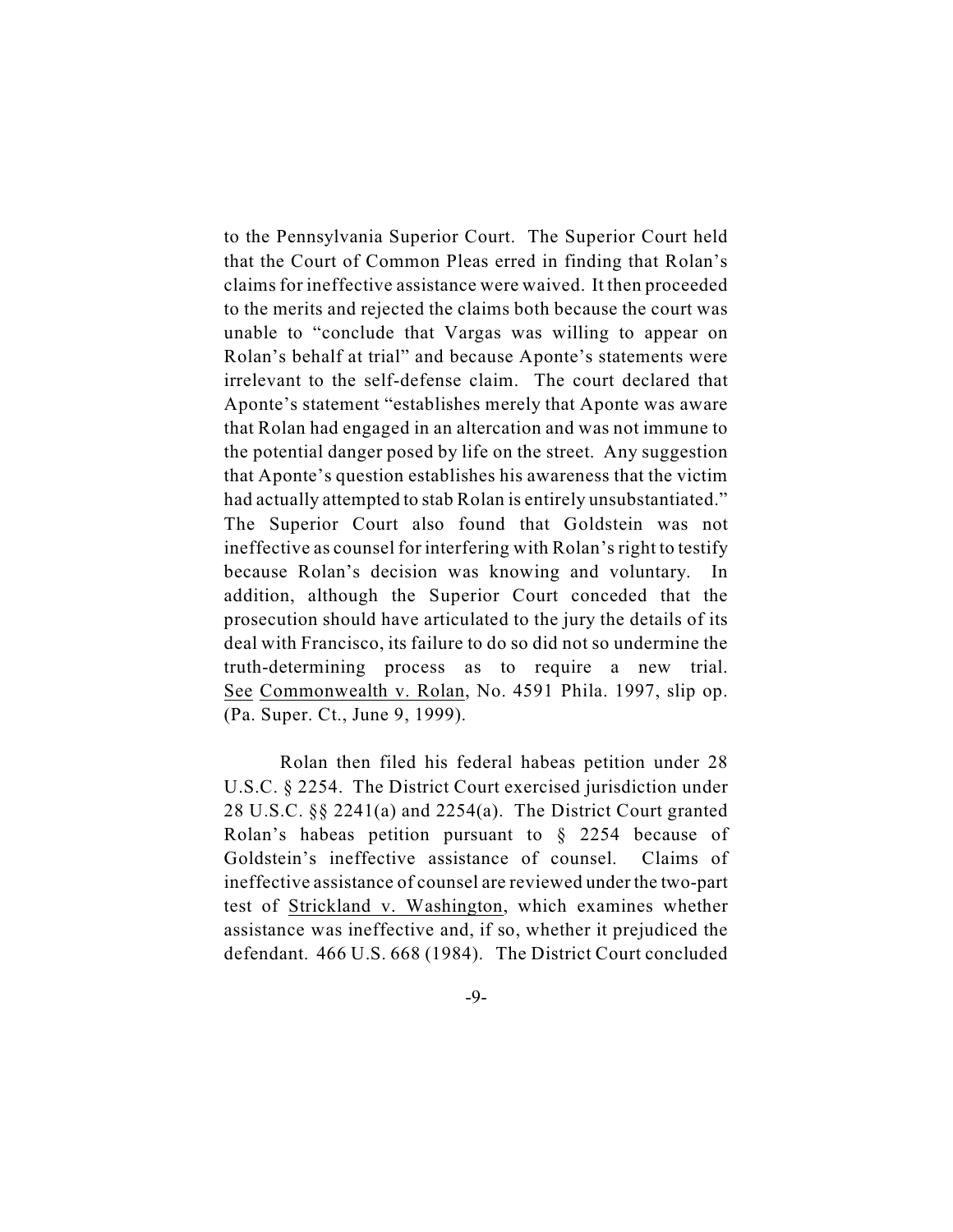to the Pennsylvania Superior Court. The Superior Court held that the Court of Common Pleas erred in finding that Rolan's claims for ineffective assistance were waived. It then proceeded to the merits and rejected the claims both because the court was unable to "conclude that Vargas was willing to appear on Rolan's behalf at trial" and because Aponte's statements were irrelevant to the self-defense claim. The court declared that Aponte's statement "establishes merely that Aponte was aware that Rolan had engaged in an altercation and was not immune to the potential danger posed by life on the street. Any suggestion that Aponte's question establishes his awareness that the victim had actually attempted to stab Rolan is entirely unsubstantiated." The Superior Court also found that Goldstein was not ineffective as counsel for interfering with Rolan's right to testify because Rolan's decision was knowing and voluntary. In addition, although the Superior Court conceded that the prosecution should have articulated to the jury the details of its deal with Francisco, its failure to do so did not so undermine the truth-determining process as to require a new trial. See Commonwealth v. Rolan, No. 4591 Phila. 1997, slip op. (Pa. Super. Ct., June 9, 1999).

Rolan then filed his federal habeas petition under 28 U.S.C. § 2254. The District Court exercised jurisdiction under 28 U.S.C. §§ 2241(a) and 2254(a). The District Court granted Rolan's habeas petition pursuant to § 2254 because of Goldstein's ineffective assistance of counsel. Claims of ineffective assistance of counsel are reviewed under the two-part test of Strickland v. Washington, which examines whether assistance was ineffective and, if so, whether it prejudiced the defendant. 466 U.S. 668 (1984). The District Court concluded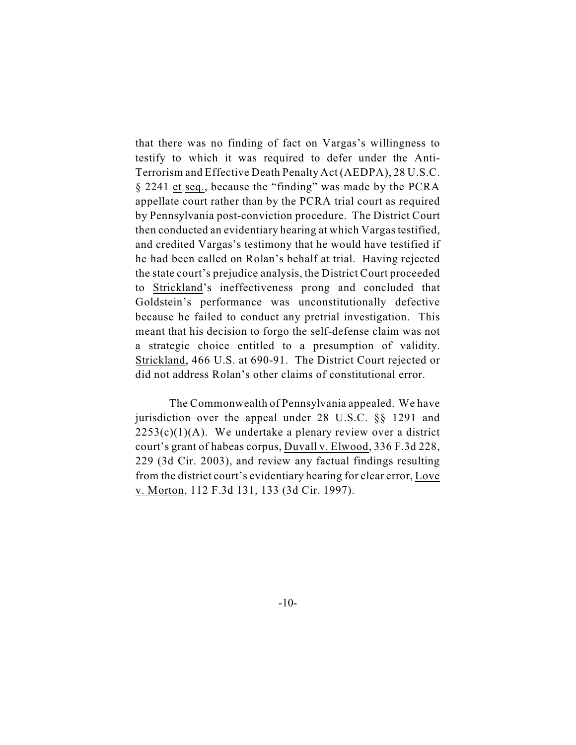that there was no finding of fact on Vargas's willingness to testify to which it was required to defer under the Anti-Terrorism and Effective Death Penalty Act (AEDPA), 28 U.S.C. § 2241 et seq., because the "finding" was made by the PCRA appellate court rather than by the PCRA trial court as required by Pennsylvania post-conviction procedure. The District Court then conducted an evidentiary hearing at which Vargas testified, and credited Vargas's testimony that he would have testified if he had been called on Rolan's behalf at trial. Having rejected the state court's prejudice analysis, the District Court proceeded to Strickland's ineffectiveness prong and concluded that Goldstein's performance was unconstitutionally defective because he failed to conduct any pretrial investigation. This meant that his decision to forgo the self-defense claim was not a strategic choice entitled to a presumption of validity. Strickland, 466 U.S. at 690-91. The District Court rejected or did not address Rolan's other claims of constitutional error.

The Commonwealth of Pennsylvania appealed. We have jurisdiction over the appeal under 28 U.S.C. §§ 1291 and 2253(c)(1)(A). We undertake a plenary review over a district court's grant of habeas corpus, Duvall v. Elwood, 336 F.3d 228, 229 (3d Cir. 2003), and review any factual findings resulting from the district court's evidentiary hearing for clear error, Love v. Morton, 112 F.3d 131, 133 (3d Cir. 1997).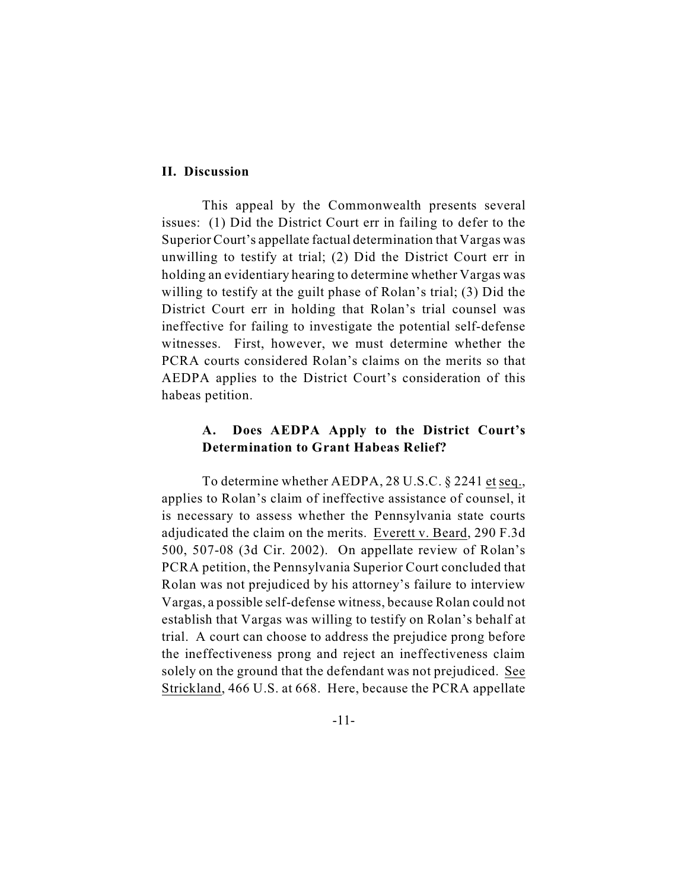## II. Discussion

This appeal by the Commonwealth presents several issues: (1) Did the District Court err in failing to defer to the Superior Court's appellate factual determination that Vargas was unwilling to testify at trial; (2) Did the District Court err in holding an evidentiary hearing to determine whether Vargas was willing to testify at the guilt phase of Rolan's trial; (3) Did the District Court err in holding that Rolan's trial counsel was ineffective for failing to investigate the potential self-defense witnesses. First, however, we must determine whether the PCRA courts considered Rolan's claims on the merits so that AEDPA applies to the District Court's consideration of this habeas petition.

### A. Does AEDPA Apply to the District Court's Determination to Grant Habeas Relief?

To determine whether AEDPA, 28 U.S.C. § 2241 et seq., applies to Rolan's claim of ineffective assistance of counsel, it is necessary to assess whether the Pennsylvania state courts adjudicated the claim on the merits. Everett v. Beard, 290 F.3d 500, 507-08 (3d Cir. 2002). On appellate review of Rolan's PCRA petition, the Pennsylvania Superior Court concluded that Rolan was not prejudiced by his attorney's failure to interview Vargas, a possible self-defense witness, because Rolan could not establish that Vargas was willing to testify on Rolan's behalf at trial. A court can choose to address the prejudice prong before the ineffectiveness prong and reject an ineffectiveness claim solely on the ground that the defendant was not prejudiced. See Strickland, 466 U.S. at 668. Here, because the PCRA appellate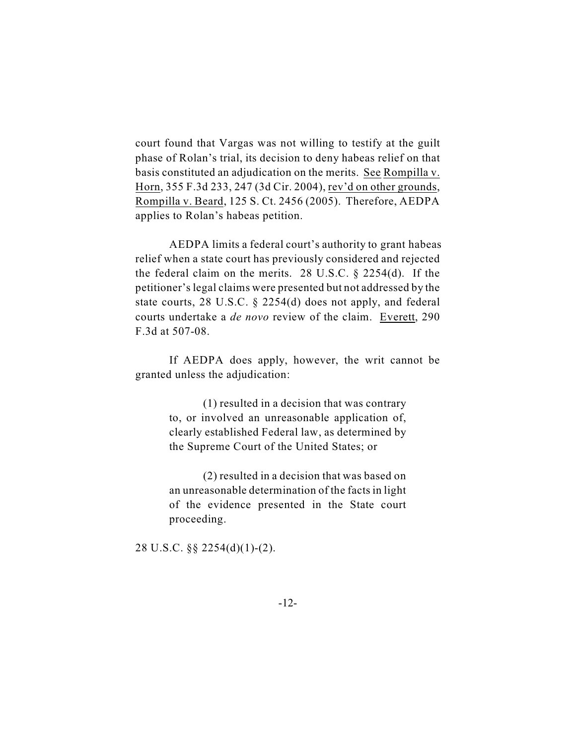court found that Vargas was not willing to testify at the guilt phase of Rolan's trial, its decision to deny habeas relief on that basis constituted an adjudication on the merits. See Rompilla v. Horn, 355 F.3d 233, 247 (3d Cir. 2004), rev'd on other grounds, Rompilla v. Beard, 125 S. Ct. 2456 (2005). Therefore, AEDPA applies to Rolan's habeas petition.

AEDPA limits a federal court's authority to grant habeas relief when a state court has previously considered and rejected the federal claim on the merits. 28 U.S.C. § 2254(d). If the petitioner's legal claims were presented but not addressed by the state courts, 28 U.S.C. § 2254(d) does not apply, and federal courts undertake a *de novo* review of the claim. Everett, 290 F.3d at 507-08.

If AEDPA does apply, however, the writ cannot be granted unless the adjudication:

> (1) resulted in a decision that was contrary to, or involved an unreasonable application of, clearly established Federal law, as determined by the Supreme Court of the United States; or
>
> (2) resulted in a decision that was based on an unreasonable determination of the facts in light of the evidence presented in the State court proceeding.

28 U.S.C. §§ 2254(d)(1)-(2).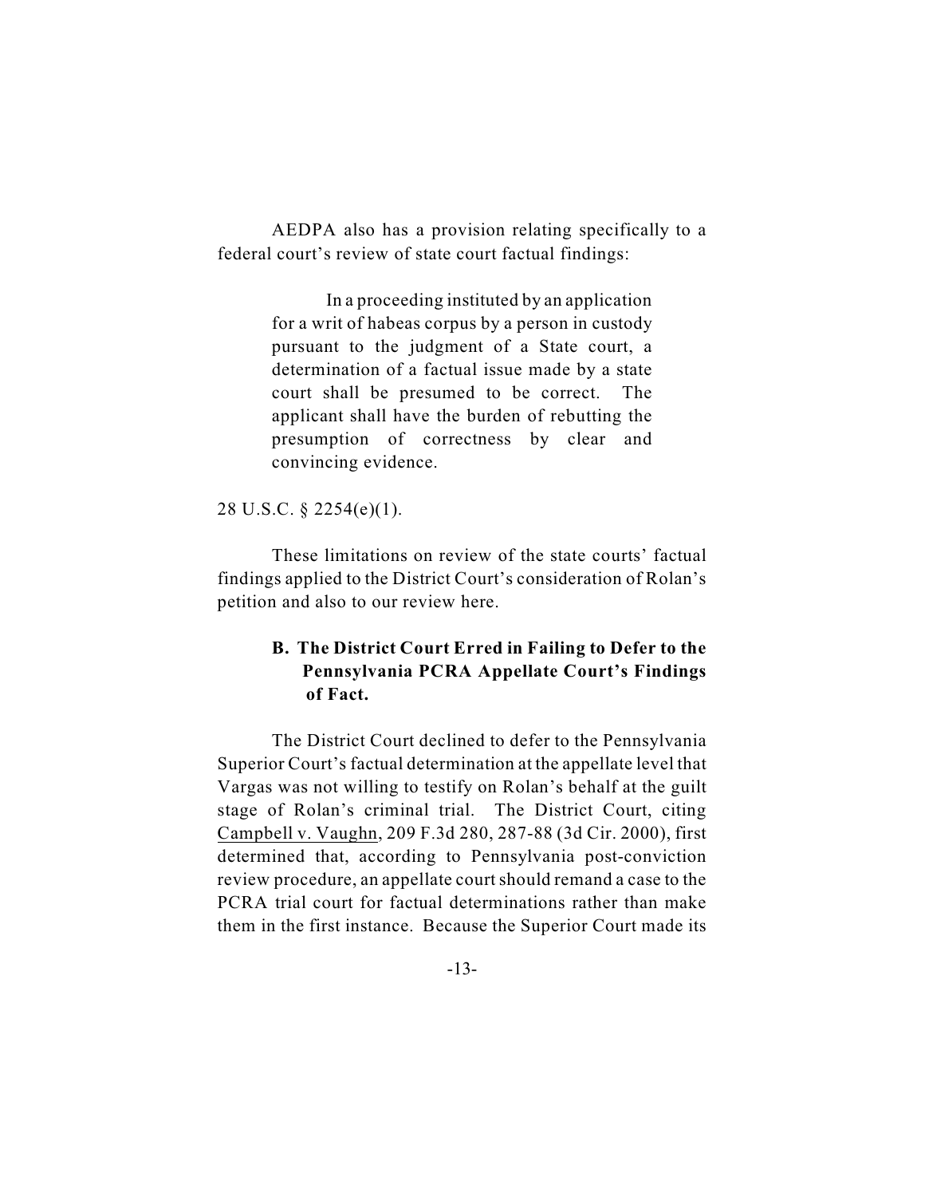AEDPA also has a provision relating specifically to a federal court's review of state court factual findings:

> In a proceeding instituted by an application for a writ of habeas corpus by a person in custody pursuant to the judgment of a State court, a determination of a factual issue made by a state court shall be presumed to be correct. The applicant shall have the burden of rebutting the presumption of correctness by clear and convincing evidence.

28 U.S.C. § 2254(e)(1).

These limitations on review of the state courts' factual findings applied to the District Court's consideration of Rolan's petition and also to our review here.

### B. The District Court Erred in Failing to Defer to the Pennsylvania PCRA Appellate Court's Findings of Fact.

The District Court declined to defer to the Pennsylvania Superior Court's factual determination at the appellate level that Vargas was not willing to testify on Rolan's behalf at the guilt stage of Rolan's criminal trial. The District Court, citing Campbell v. Vaughn, 209 F.3d 280, 287-88 (3d Cir. 2000), first determined that, according to Pennsylvania post-conviction review procedure, an appellate court should remand a case to the PCRA trial court for factual determinations rather than make them in the first instance. Because the Superior Court made its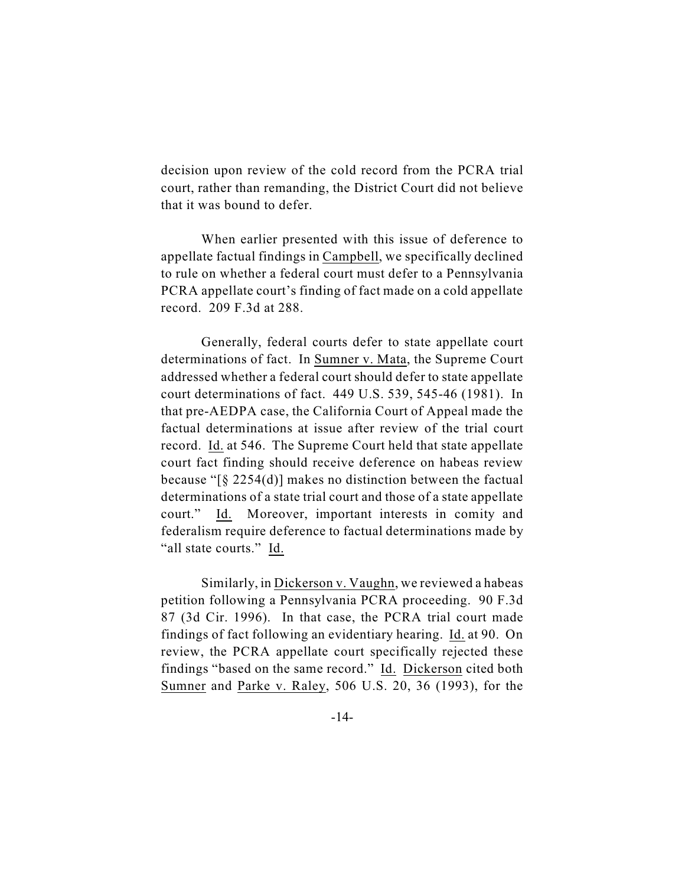decision upon review of the cold record from the PCRA trial court, rather than remanding, the District Court did not believe that it was bound to defer.

When earlier presented with this issue of deference to appellate factual findings in Campbell, we specifically declined to rule on whether a federal court must defer to a Pennsylvania PCRA appellate court's finding of fact made on a cold appellate record. 209 F.3d at 288.

Generally, federal courts defer to state appellate court determinations of fact. In Sumner v. Mata, the Supreme Court addressed whether a federal court should defer to state appellate court determinations of fact. 449 U.S. 539, 545-46 (1981). In that pre-AEDPA case, the California Court of Appeal made the factual determinations at issue after review of the trial court record. Id. at 546. The Supreme Court held that state appellate court fact finding should receive deference on habeas review because "[§ 2254(d)] makes no distinction between the factual determinations of a state trial court and those of a state appellate court." Id. Moreover, important interests in comity and federalism require deference to factual determinations made by "all state courts." Id.

Similarly, in Dickerson v. Vaughn, we reviewed a habeas petition following a Pennsylvania PCRA proceeding. 90 F.3d 87 (3d Cir. 1996). In that case, the PCRA trial court made findings of fact following an evidentiary hearing. Id. at 90. On review, the PCRA appellate court specifically rejected these findings "based on the same record." Id. Dickerson cited both Sumner and Parke v. Raley, 506 U.S. 20, 36 (1993), for the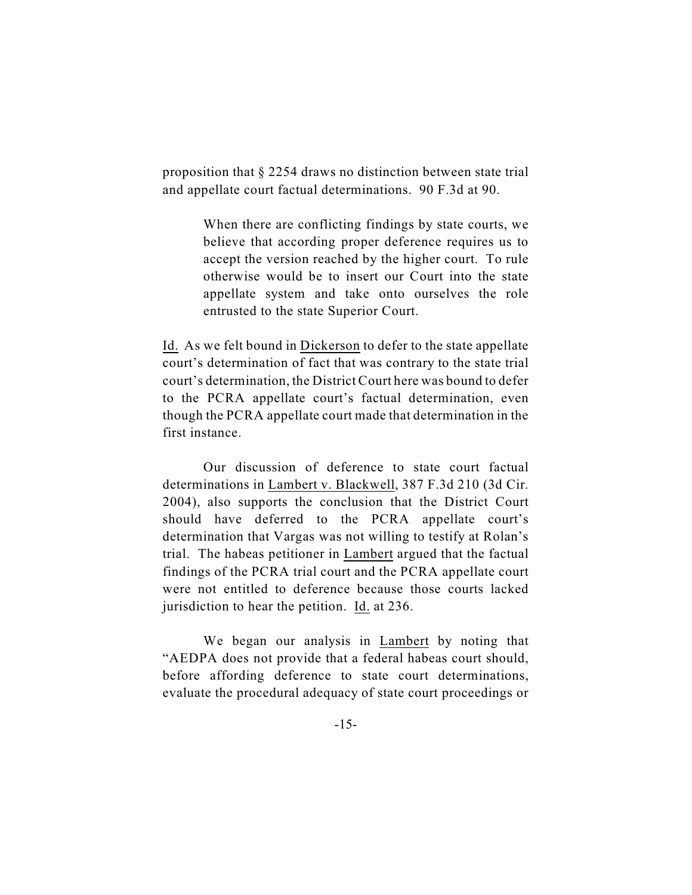proposition that § 2254 draws no distinction between state trial and appellate court factual determinations. 90 F.3d at 90.

> When there are conflicting findings by state courts, we believe that according proper deference requires us to accept the version reached by the higher court. To rule otherwise would be to insert our Court into the state appellate system and take onto ourselves the role entrusted to the state Superior Court.

Id. As we felt bound in Dickerson to defer to the state appellate court's determination of fact that was contrary to the state trial court's determination, the District Court here was bound to defer to the PCRA appellate court's factual determination, even though the PCRA appellate court made that determination in the first instance.

Our discussion of deference to state court factual determinations in Lambert v. Blackwell, 387 F.3d 210 (3d Cir. 2004), also supports the conclusion that the District Court should have deferred to the PCRA appellate court's determination that Vargas was not willing to testify at Rolan's trial. The habeas petitioner in Lambert argued that the factual findings of the PCRA trial court and the PCRA appellate court were not entitled to deference because those courts lacked jurisdiction to hear the petition. Id. at 236.

We began our analysis in Lambert by noting that "AEDPA does not provide that a federal habeas court should, before affording deference to state court determinations, evaluate the procedural adequacy of state court proceedings or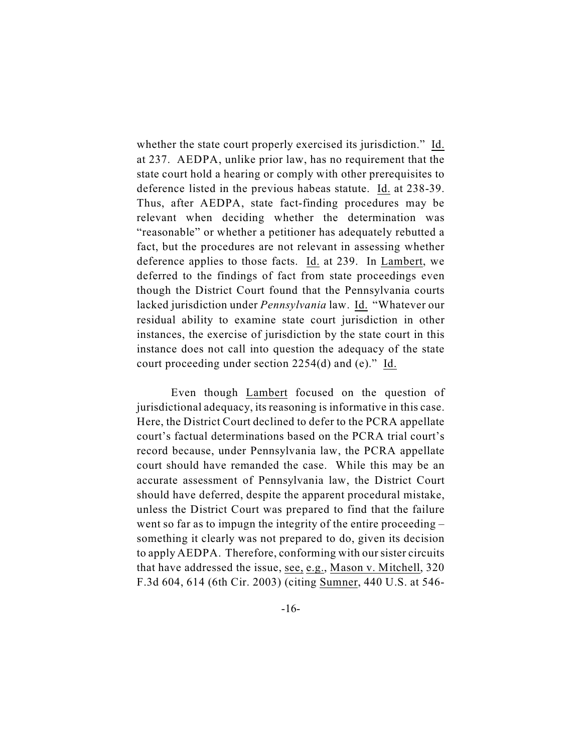whether the state court properly exercised its jurisdiction." Id. at 237. AEDPA, unlike prior law, has no requirement that the state court hold a hearing or comply with other prerequisites to deference listed in the previous habeas statute. Id. at 238-39. Thus, after AEDPA, state fact-finding procedures may be relevant when deciding whether the determination was "reasonable" or whether a petitioner has adequately rebutted a fact, but the procedures are not relevant in assessing whether deference applies to those facts. Id. at 239. In Lambert, we deferred to the findings of fact from state proceedings even though the District Court found that the Pennsylvania courts lacked jurisdiction under *Pennsylvania* law. Id. "Whatever our residual ability to examine state court jurisdiction in other instances, the exercise of jurisdiction by the state court in this instance does not call into question the adequacy of the state court proceeding under section 2254(d) and (e)." Id.

Even though Lambert focused on the question of jurisdictional adequacy, its reasoning is informative in this case. Here, the District Court declined to defer to the PCRA appellate court's factual determinations based on the PCRA trial court's record because, under Pennsylvania law, the PCRA appellate court should have remanded the case. While this may be an accurate assessment of Pennsylvania law, the District Court should have deferred, despite the apparent procedural mistake, unless the District Court was prepared to find that the failure went so far as to impugn the integrity of the entire proceeding – something it clearly was not prepared to do, given its decision to apply AEDPA. Therefore, conforming with our sister circuits that have addressed the issue, see, e.g., Mason v. Mitchell, 320 F.3d 604, 614 (6th Cir. 2003) (citing Sumner, 440 U.S. at 546-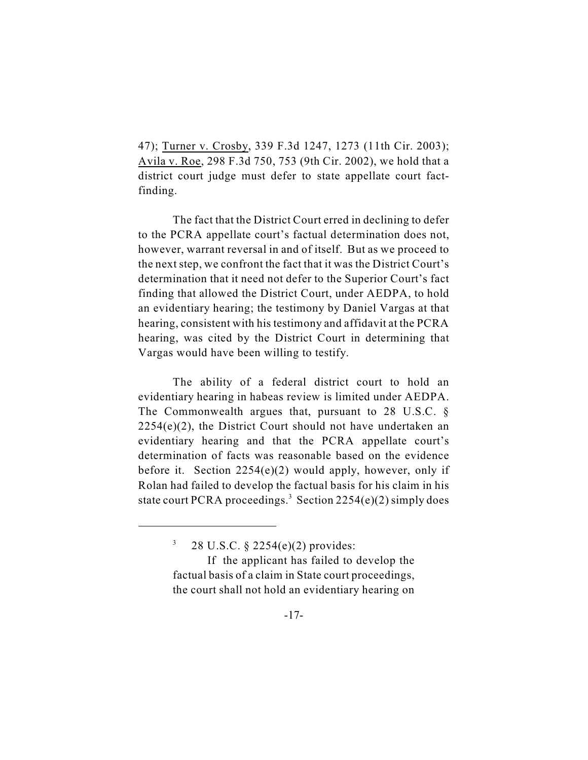47); Turner v. Crosby, 339 F.3d 1247, 1273 (11th Cir. 2003); Avila v. Roe, 298 F.3d 750, 753 (9th Cir. 2002), we hold that a district court judge must defer to state appellate court fact-finding.

The fact that the District Court erred in declining to defer to the PCRA appellate court's factual determination does not, however, warrant reversal in and of itself. But as we proceed to the next step, we confront the fact that it was the District Court's determination that it need not defer to the Superior Court's fact finding that allowed the District Court, under AEDPA, to hold an evidentiary hearing; the testimony by Daniel Vargas at that hearing, consistent with his testimony and affidavit at the PCRA hearing, was cited by the District Court in determining that Vargas would have been willing to testify.

The ability of a federal district court to hold an evidentiary hearing in habeas review is limited under AEDPA. The Commonwealth argues that, pursuant to 28 U.S.C. § 2254(e)(2), the District Court should not have undertaken an evidentiary hearing and that the PCRA appellate court's determination of facts was reasonable based on the evidence before it. Section 2254(e)(2) would apply, however, only if Rolan had failed to develop the factual basis for his claim in his state court PCRA proceedings.[3] Section 2254(e)(2) simply does

---

[3] 28 U.S.C. § 2254(e)(2) provides:

If the applicant has failed to develop the factual basis of a claim in State court proceedings, the court shall not hold an evidentiary hearing on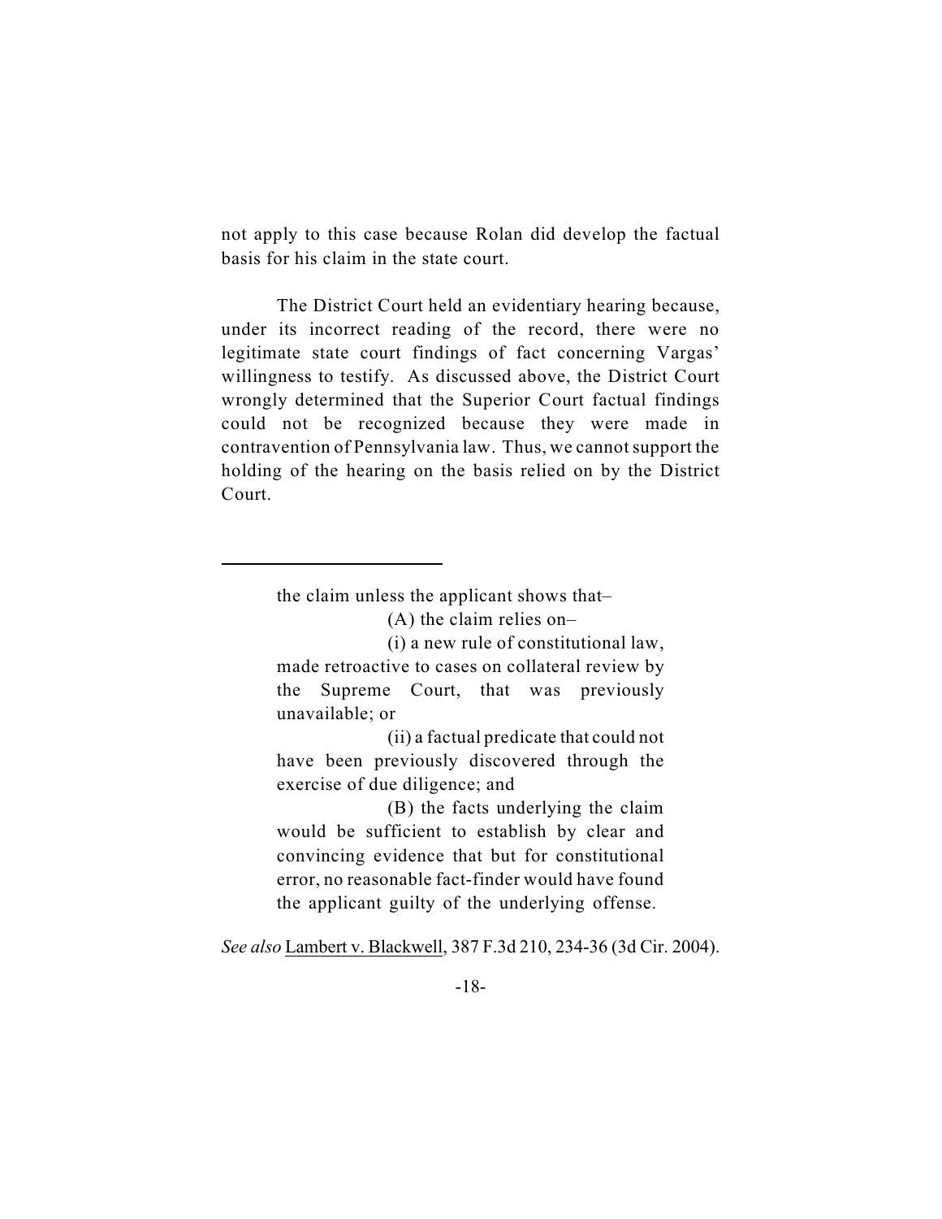not apply to this case because Rolan did develop the factual basis for his claim in the state court.

The District Court held an evidentiary hearing because, under its incorrect reading of the record, there were no legitimate state court findings of fact concerning Vargas' willingness to testify. As discussed above, the District Court wrongly determined that the Superior Court factual findings could not be recognized because they were made in contravention of Pennsylvania law. Thus, we cannot support the holding of the hearing on the basis relied on by the District Court.

---

> the claim unless the applicant shows that–
>
> (A) the claim relies on–
>
> (i) a new rule of constitutional law, made retroactive to cases on collateral review by the Supreme Court, that was previously unavailable; or
>
> (ii) a factual predicate that could not have been previously discovered through the exercise of due diligence; and
>
> (B) the facts underlying the claim would be sufficient to establish by clear and convincing evidence that but for constitutional error, no reasonable fact-finder would have found the applicant guilty of the underlying offense.

*See also* Lambert v. Blackwell, 387 F.3d 210, 234-36 (3d Cir. 2004).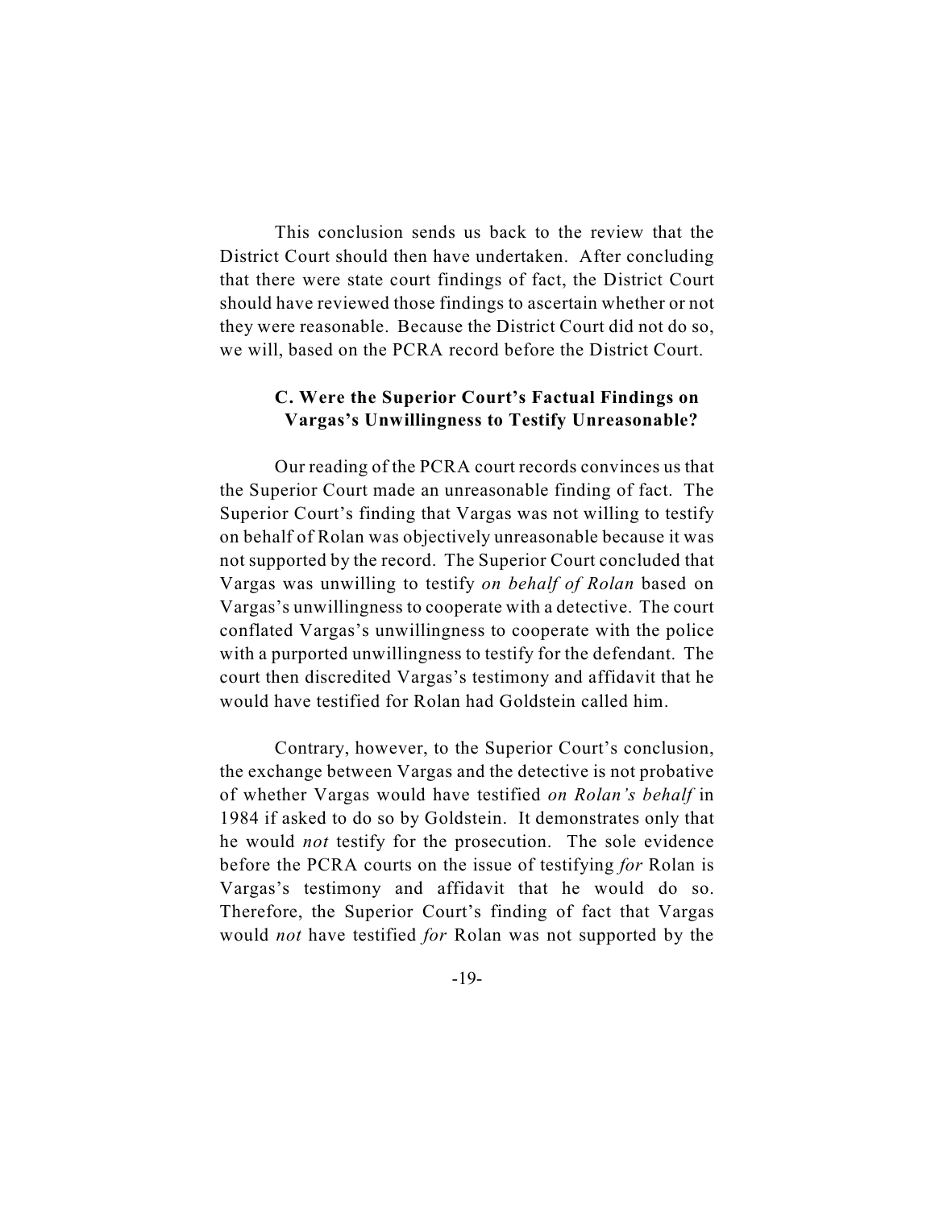This conclusion sends us back to the review that the District Court should then have undertaken. After concluding that there were state court findings of fact, the District Court should have reviewed those findings to ascertain whether or not they were reasonable. Because the District Court did not do so, we will, based on the PCRA record before the District Court.

### C. Were the Superior Court's Factual Findings on Vargas's Unwillingness to Testify Unreasonable?

Our reading of the PCRA court records convinces us that the Superior Court made an unreasonable finding of fact. The Superior Court's finding that Vargas was not willing to testify on behalf of Rolan was objectively unreasonable because it was not supported by the record. The Superior Court concluded that Vargas was unwilling to testify *on behalf of Rolan* based on Vargas's unwillingness to cooperate with a detective. The court conflated Vargas's unwillingness to cooperate with the police with a purported unwillingness to testify for the defendant. The court then discredited Vargas's testimony and affidavit that he would have testified for Rolan had Goldstein called him.

Contrary, however, to the Superior Court's conclusion, the exchange between Vargas and the detective is not probative of whether Vargas would have testified *on Rolan's behalf* in 1984 if asked to do so by Goldstein. It demonstrates only that he would *not* testify for the prosecution. The sole evidence before the PCRA courts on the issue of testifying *for* Rolan is Vargas's testimony and affidavit that he would do so. Therefore, the Superior Court's finding of fact that Vargas would *not* have testified *for* Rolan was not supported by the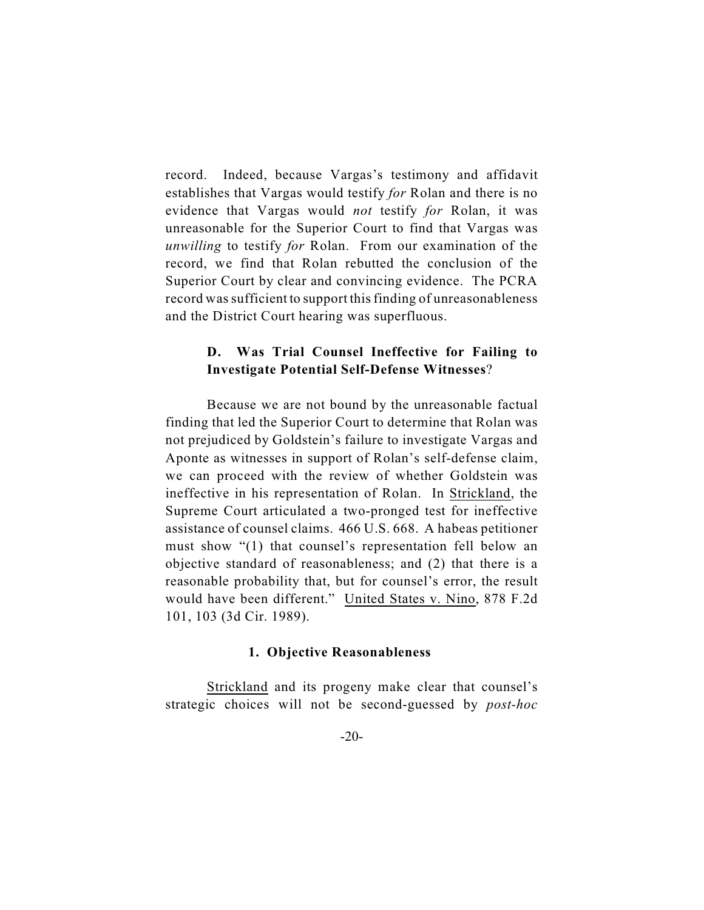record. Indeed, because Vargas's testimony and affidavit establishes that Vargas would testify *for* Rolan and there is no evidence that Vargas would *not* testify *for* Rolan, it was unreasonable for the Superior Court to find that Vargas was *unwilling* to testify *for* Rolan. From our examination of the record, we find that Rolan rebutted the conclusion of the Superior Court by clear and convincing evidence. The PCRA record was sufficient to support this finding of unreasonableness and the District Court hearing was superfluous.

### D. Was Trial Counsel Ineffective for Failing to Investigate Potential Self-Defense Witnesses?

Because we are not bound by the unreasonable factual finding that led the Superior Court to determine that Rolan was not prejudiced by Goldstein's failure to investigate Vargas and Aponte as witnesses in support of Rolan's self-defense claim, we can proceed with the review of whether Goldstein was ineffective in his representation of Rolan. In Strickland, the Supreme Court articulated a two-pronged test for ineffective assistance of counsel claims. 466 U.S. 668. A habeas petitioner must show "(1) that counsel's representation fell below an objective standard of reasonableness; and (2) that there is a reasonable probability that, but for counsel's error, the result would have been different." United States v. Nino, 878 F.2d 101, 103 (3d Cir. 1989).

#### 1. Objective Reasonableness

Strickland and its progeny make clear that counsel's strategic choices will not be second-guessed by *post-hoc*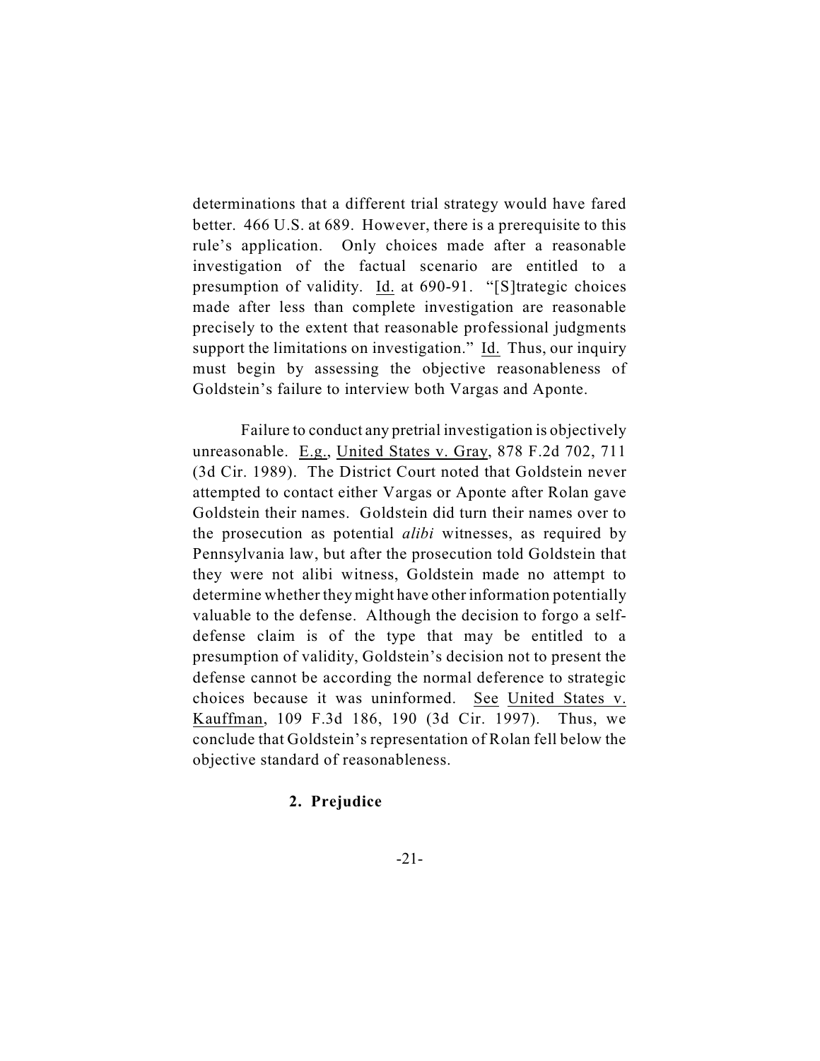determinations that a different trial strategy would have fared better. 466 U.S. at 689. However, there is a prerequisite to this rule's application. Only choices made after a reasonable investigation of the factual scenario are entitled to a presumption of validity. Id. at 690-91. "[S]trategic choices made after less than complete investigation are reasonable precisely to the extent that reasonable professional judgments support the limitations on investigation." Id. Thus, our inquiry must begin by assessing the objective reasonableness of Goldstein's failure to interview both Vargas and Aponte.

Failure to conduct any pretrial investigation is objectively unreasonable. E.g., United States v. Gray, 878 F.2d 702, 711 (3d Cir. 1989). The District Court noted that Goldstein never attempted to contact either Vargas or Aponte after Rolan gave Goldstein their names. Goldstein did turn their names over to the prosecution as potential *alibi* witnesses, as required by Pennsylvania law, but after the prosecution told Goldstein that they were not alibi witness, Goldstein made no attempt to determine whether they might have other information potentially valuable to the defense. Although the decision to forgo a self-defense claim is of the type that may be entitled to a presumption of validity, Goldstein's decision not to present the defense cannot be according the normal deference to strategic choices because it was uninformed. See United States v. Kauffman, 109 F.3d 186, 190 (3d Cir. 1997). Thus, we conclude that Goldstein's representation of Rolan fell below the objective standard of reasonableness.

### 2. Prejudice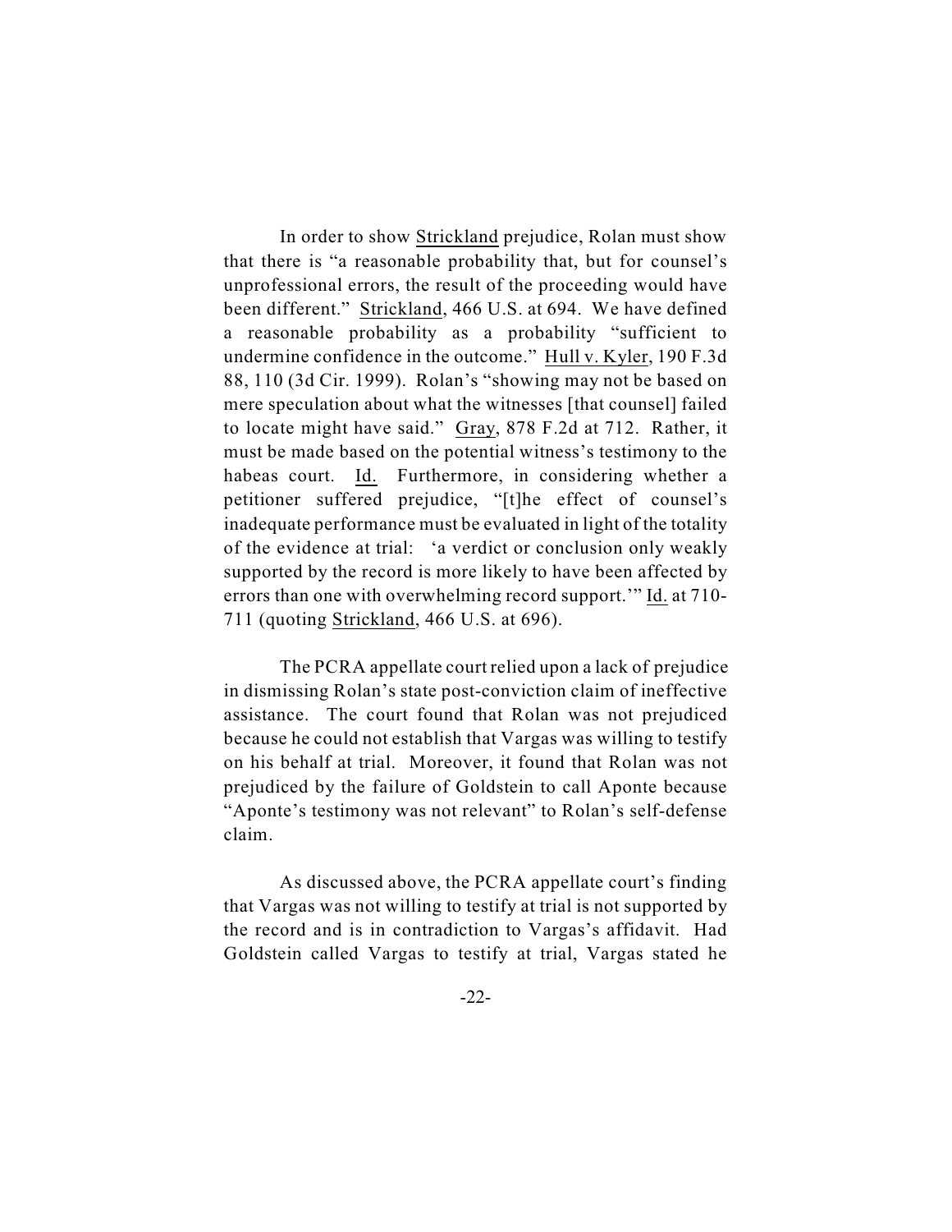In order to show Strickland prejudice, Rolan must show that there is "a reasonable probability that, but for counsel's unprofessional errors, the result of the proceeding would have been different." Strickland, 466 U.S. at 694. We have defined a reasonable probability as a probability "sufficient to undermine confidence in the outcome." Hull v. Kyler, 190 F.3d 88, 110 (3d Cir. 1999). Rolan's "showing may not be based on mere speculation about what the witnesses [that counsel] failed to locate might have said." Gray, 878 F.2d at 712. Rather, it must be made based on the potential witness's testimony to the habeas court. Id. Furthermore, in considering whether a petitioner suffered prejudice, "[t]he effect of counsel's inadequate performance must be evaluated in light of the totality of the evidence at trial: 'a verdict or conclusion only weakly supported by the record is more likely to have been affected by errors than one with overwhelming record support.'" Id. at 710-711 (quoting Strickland, 466 U.S. at 696).

The PCRA appellate court relied upon a lack of prejudice in dismissing Rolan's state post-conviction claim of ineffective assistance. The court found that Rolan was not prejudiced because he could not establish that Vargas was willing to testify on his behalf at trial. Moreover, it found that Rolan was not prejudiced by the failure of Goldstein to call Aponte because "Aponte's testimony was not relevant" to Rolan's self-defense claim.

As discussed above, the PCRA appellate court's finding that Vargas was not willing to testify at trial is not supported by the record and is in contradiction to Vargas's affidavit. Had Goldstein called Vargas to testify at trial, Vargas stated he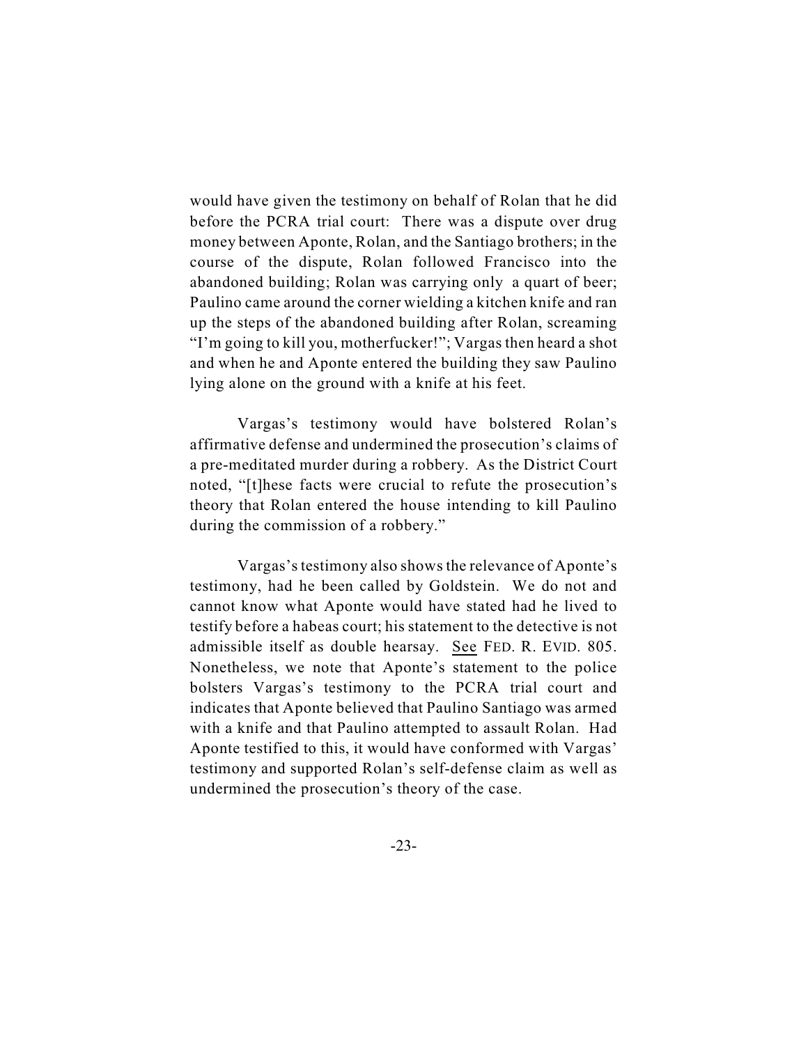would have given the testimony on behalf of Rolan that he did before the PCRA trial court: There was a dispute over drug money between Aponte, Rolan, and the Santiago brothers; in the course of the dispute, Rolan followed Francisco into the abandoned building; Rolan was carrying only a quart of beer; Paulino came around the corner wielding a kitchen knife and ran up the steps of the abandoned building after Rolan, screaming "I'm going to kill you, motherfucker!"; Vargas then heard a shot and when he and Aponte entered the building they saw Paulino lying alone on the ground with a knife at his feet.

Vargas's testimony would have bolstered Rolan's affirmative defense and undermined the prosecution's claims of a pre-meditated murder during a robbery. As the District Court noted, "[t]hese facts were crucial to refute the prosecution's theory that Rolan entered the house intending to kill Paulino during the commission of a robbery."

Vargas's testimony also shows the relevance of Aponte's testimony, had he been called by Goldstein. We do not and cannot know what Aponte would have stated had he lived to testify before a habeas court; his statement to the detective is not admissible itself as double hearsay. See FED. R. EVID. 805. Nonetheless, we note that Aponte's statement to the police bolsters Vargas's testimony to the PCRA trial court and indicates that Aponte believed that Paulino Santiago was armed with a knife and that Paulino attempted to assault Rolan. Had Aponte testified to this, it would have conformed with Vargas' testimony and supported Rolan's self-defense claim as well as undermined the prosecution's theory of the case.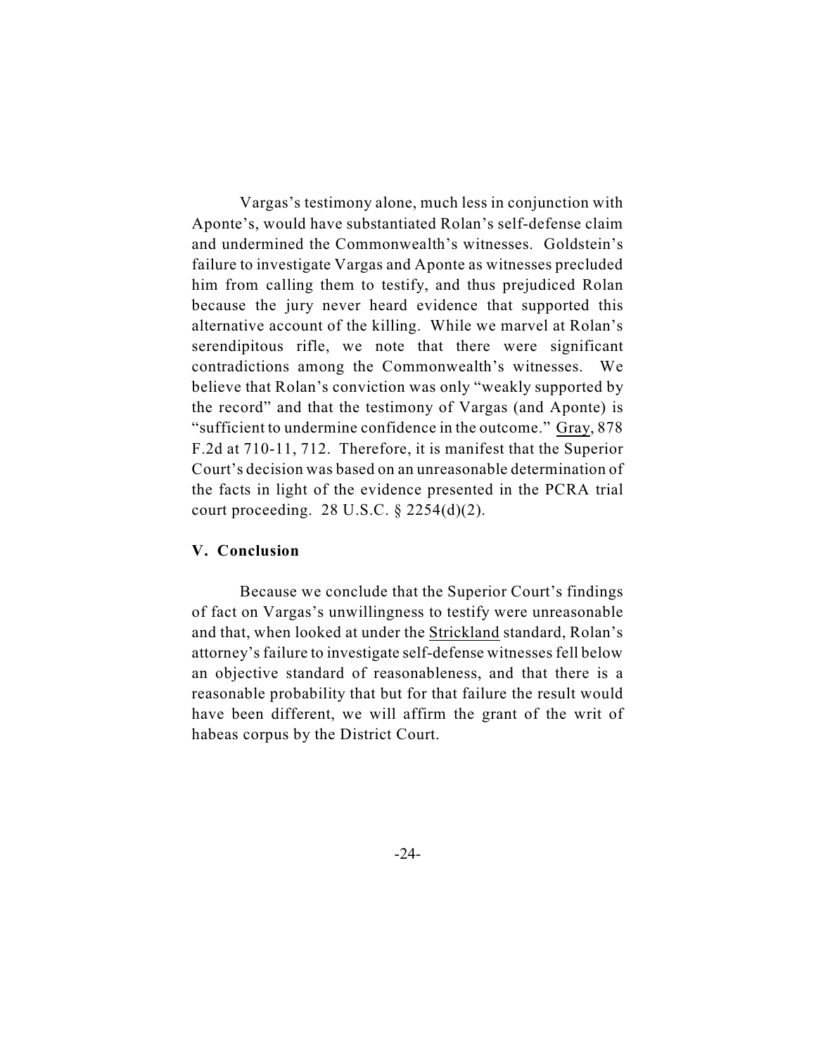Vargas's testimony alone, much less in conjunction with Aponte's, would have substantiated Rolan's self-defense claim and undermined the Commonwealth's witnesses. Goldstein's failure to investigate Vargas and Aponte as witnesses precluded him from calling them to testify, and thus prejudiced Rolan because the jury never heard evidence that supported this alternative account of the killing. While we marvel at Rolan's serendipitous rifle, we note that there were significant contradictions among the Commonwealth's witnesses. We believe that Rolan's conviction was only "weakly supported by the record" and that the testimony of Vargas (and Aponte) is "sufficient to undermine confidence in the outcome." Gray, 878 F.2d at 710-11, 712. Therefore, it is manifest that the Superior Court's decision was based on an unreasonable determination of the facts in light of the evidence presented in the PCRA trial court proceeding. 28 U.S.C. § 2254(d)(2).

## V. Conclusion

Because we conclude that the Superior Court's findings of fact on Vargas's unwillingness to testify were unreasonable and that, when looked at under the Strickland standard, Rolan's attorney's failure to investigate self-defense witnesses fell below an objective standard of reasonableness, and that there is a reasonable probability that but for that failure the result would have been different, we will affirm the grant of the writ of habeas corpus by the District Court.